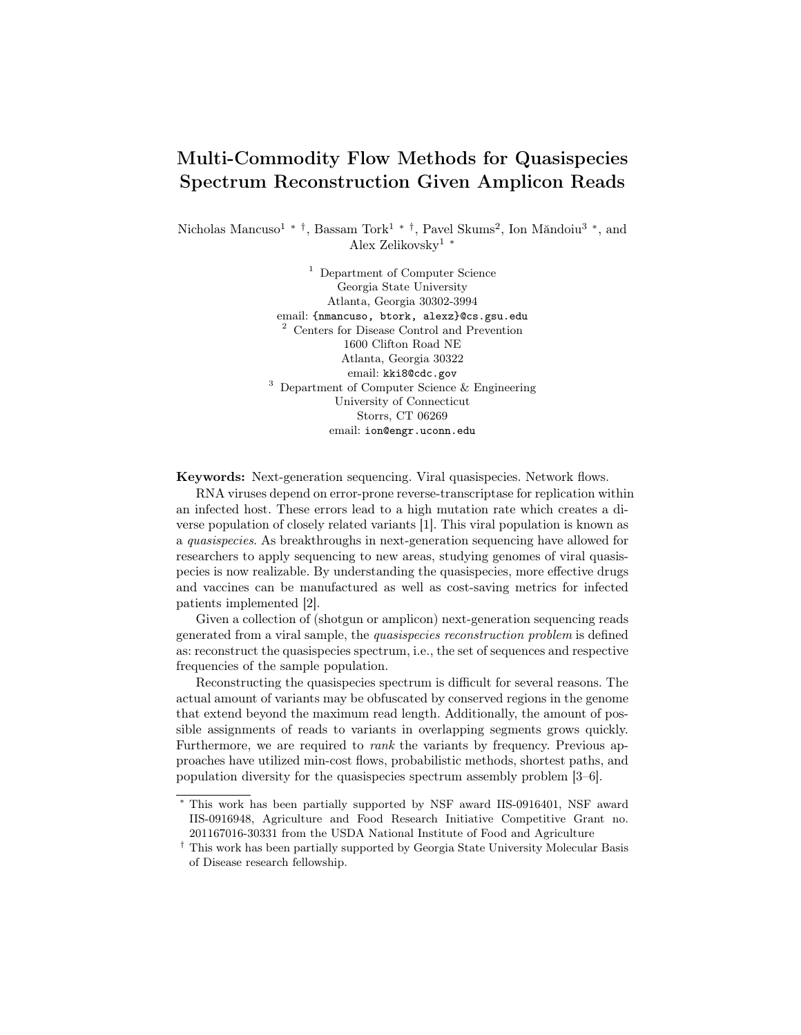# Multi-Commodity Flow Methods for Quasispecies Spectrum Reconstruction Given Amplicon Reads

Nicholas Mancuso[1 * †], Bassam Tork[1 * †], Pavel Skums[2], Ion Măndoiu[3 *], and Alex Zelikovsky[1 *]

[1] Department of Computer Science
Georgia State University
Atlanta, Georgia 30302-3994
email: {nmancuso, btork, alexz}@cs.gsu.edu

[2] Centers for Disease Control and Prevention
1600 Clifton Road NE
Atlanta, Georgia 30322
email: kki8@cdc.gov

[3] Department of Computer Science & Engineering
University of Connecticut
Storrs, CT 06269
email: ion@engr.uconn.edu

**Keywords:** Next-generation sequencing. Viral quasispecies. Network flows.

RNA viruses depend on error-prone reverse-transcriptase for replication within an infected host. These errors lead to a high mutation rate which creates a diverse population of closely related variants [1]. This viral population is known as a *quasispecies*. As breakthroughs in next-generation sequencing have allowed for researchers to apply sequencing to new areas, studying genomes of viral quasispecies is now realizable. By understanding the quasispecies, more effective drugs and vaccines can be manufactured as well as cost-saving metrics for infected patients implemented [2].

Given a collection of (shotgun or amplicon) next-generation sequencing reads generated from a viral sample, the *quasispecies reconstruction problem* is defined as: reconstruct the quasispecies spectrum, i.e., the set of sequences and respective frequencies of the sample population.

Reconstructing the quasispecies spectrum is difficult for several reasons. The actual amount of variants may be obfuscated by conserved regions in the genome that extend beyond the maximum read length. Additionally, the amount of possible assignments of reads to variants in overlapping segments grows quickly. Furthermore, we are required to *rank* the variants by frequency. Previous approaches have utilized min-cost flows, probabilistic methods, shortest paths, and population diversity for the quasispecies spectrum assembly problem [3–6].

---

* This work has been partially supported by NSF award IIS-0916401, NSF award IIS-0916948, Agriculture and Food Research Initiative Competitive Grant no. 201167016-30331 from the USDA National Institute of Food and Agriculture

† This work has been partially supported by Georgia State University Molecular Basis of Disease research fellowship.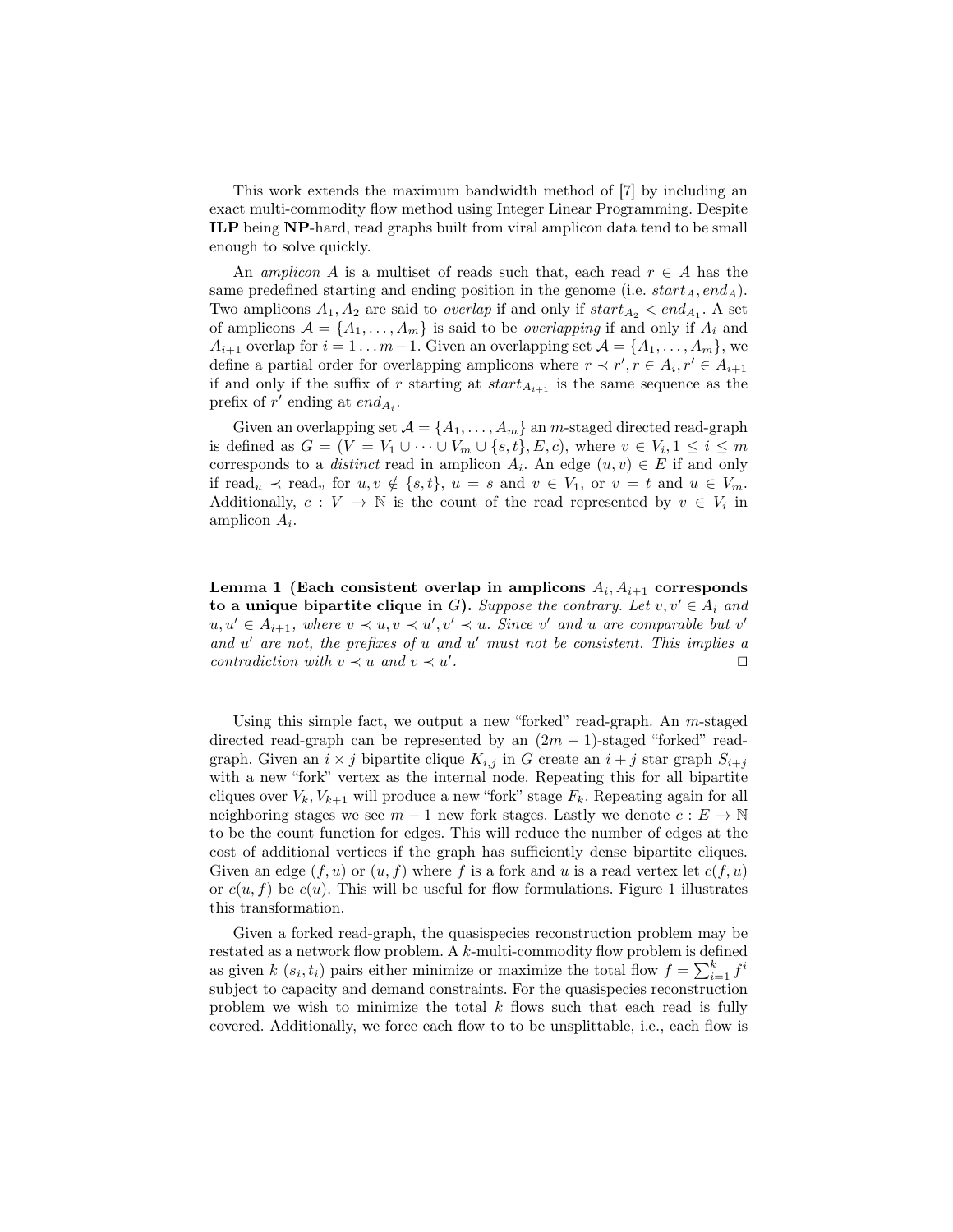This work extends the maximum bandwidth method of [7] by including an exact multi-commodity flow method using Integer Linear Programming. Despite **ILP** being **NP**-hard, read graphs built from viral amplicon data tend to be small enough to solve quickly.

An *amplicon* $A$ is a multiset of reads such that, each read $r \in A$ has the same predefined starting and ending position in the genome (i.e. $start_A, end_A$). Two amplicons $A_1, A_2$ are said to *overlap* if and only if $start_{A_2} < end_{A_1}$. A set of amplicons $\mathcal{A} = \{A_1, \ldots, A_m\}$ is said to be *overlapping* if and only if $A_i$ and $A_{i+1}$ overlap for $i = 1 \ldots m-1$. Given an overlapping set $\mathcal{A} = \{A_1, \ldots, A_m\}$, we define a partial order for overlapping amplicons where $r \prec r', r \in A_i, r' \in A_{i+1}$ if and only if the suffix of $r$ starting at $start_{A_{i+1}}$ is the same sequence as the prefix of $r'$ ending at $end_{A_i}$.

Given an overlapping set $\mathcal{A} = \{A_1, \ldots, A_m\}$ an $m$-staged directed read-graph is defined as $G = (V = V_1 \cup \cdots \cup V_m \cup \{s, t\}, E, c)$, where $v \in V_i, 1 \leq i \leq m$ corresponds to a *distinct* read in amplicon $A_i$. An edge $(u, v) \in E$ if and only if $\text{read}_u \prec \text{read}_v$ for $u, v \notin \{s, t\}$, $u = s$ and $v \in V_1$, or $v = t$ and $u \in V_m$. Additionally, $c : V \to \mathbb{N}$ is the count of the read represented by $v \in V_i$ in amplicon $A_i$.

**Lemma 1 (Each consistent overlap in amplicons $A_i, A_{i+1}$ corresponds to a unique bipartite clique in $G$).** *Suppose the contrary. Let $v, v' \in A_i$ and $u, u' \in A_{i+1}$, where $v \prec u, v \prec u', v' \prec u$. Since $v'$ and $u$ are comparable but $v'$ and $u'$ are not, the prefixes of $u$ and $u'$ must not be consistent. This implies a contradiction with $v \prec u$ and $v \prec u'$.* □

Using this simple fact, we output a new "forked" read-graph. An $m$-staged directed read-graph can be represented by an $(2m-1)$-staged "forked" read-graph. Given an $i \times j$ bipartite clique $K_{i,j}$ in $G$ create an $i + j$ star graph $S_{i+j}$ with a new "fork" vertex as the internal node. Repeating this for all bipartite cliques over $V_k, V_{k+1}$ will produce a new "fork" stage $F_k$. Repeating again for all neighboring stages we see $m - 1$ new fork stages. Lastly we denote $c : E \to \mathbb{N}$ to be the count function for edges. This will reduce the number of edges at the cost of additional vertices if the graph has sufficiently dense bipartite cliques. Given an edge $(f, u)$ or $(u, f)$ where $f$ is a fork and $u$ is a read vertex let $c(f, u)$ or $c(u, f)$ be $c(u)$. This will be useful for flow formulations. Figure 1 illustrates this transformation.

Given a forked read-graph, the quasispecies reconstruction problem may be restated as a network flow problem. A $k$-multi-commodity flow problem is defined as given $k$ $(s_i, t_i)$ pairs either minimize or maximize the total flow $f = \sum_{i=1}^{k} f^i$ subject to capacity and demand constraints. For the quasispecies reconstruction problem we wish to minimize the total $k$ flows such that each read is fully covered. Additionally, we force each flow to to be unsplittable, i.e., each flow is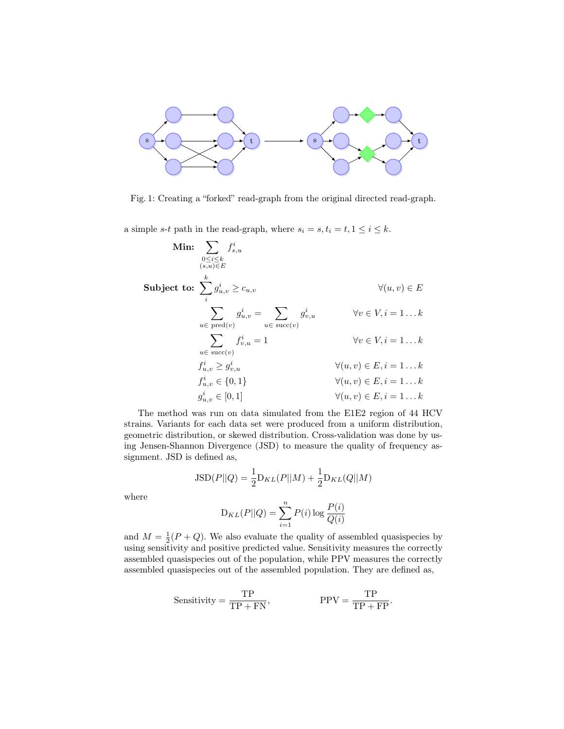Fig. 1: Creating a "forked" read-graph from the original directed read-graph.

a simple $s$-$t$ path in the read-graph, where $s_i = s, t_i = t, 1 \leq i \leq k$.

$$
\textbf{Min:} \quad \sum_{\substack{0 \leq i \leq k \\ (s,u) \in E}} f^i_{s,u}
$$

$$
\begin{aligned}
\textbf{Subject to:} \quad & \sum_{i}^{k} g^i_{u,v} \geq c_{u,v} && \forall (u,v) \in E \\
& \sum_{u \in \text{ pred}(v)} g^i_{u,v} = \sum_{u \in \text{ succ}(v)} g^i_{v,u} && \forall v \in V, i = 1 \ldots k \\
& \sum_{u \in \text{ succ}(v)} f^i_{v,u} = 1 && \forall v \in V, i = 1 \ldots k \\
& f^i_{u,v} \geq g^i_{v,u} && \forall (u,v) \in E, i = 1 \ldots k \\
& f^i_{u,v} \in \{0, 1\} && \forall (u,v) \in E, i = 1 \ldots k \\
& g^i_{u,v} \in [0, 1] && \forall (u,v) \in E, i = 1 \ldots k
\end{aligned}
$$

The method was run on data simulated from the E1E2 region of 44 HCV strains. Variants for each data set were produced from a uniform distribution, geometric distribution, or skewed distribution. Cross-validation was done by using Jensen-Shannon Divergence (JSD) to measure the quality of frequency assignment. JSD is defined as,

$$
\text{JSD}(P||Q) = \frac{1}{2}\text{D}_{KL}(P||M) + \frac{1}{2}\text{D}_{KL}(Q||M)
$$

where

$$
\text{D}_{KL}(P||Q) = \sum_{i=1}^{n} P(i) \log \frac{P(i)}{Q(i)}
$$

and $M = \frac{1}{2}(P + Q)$. We also evaluate the quality of assembled quasispecies by using sensitivity and positive predicted value. Sensitivity measures the correctly assembled quasispecies out of the population, while PPV measures the correctly assembled quasispecies out of the assembled population. They are defined as,

$$
\text{Sensitivity} = \frac{\text{TP}}{\text{TP} + \text{FN}}, \qquad \text{PPV} = \frac{\text{TP}}{\text{TP} + \text{FP}}.
$$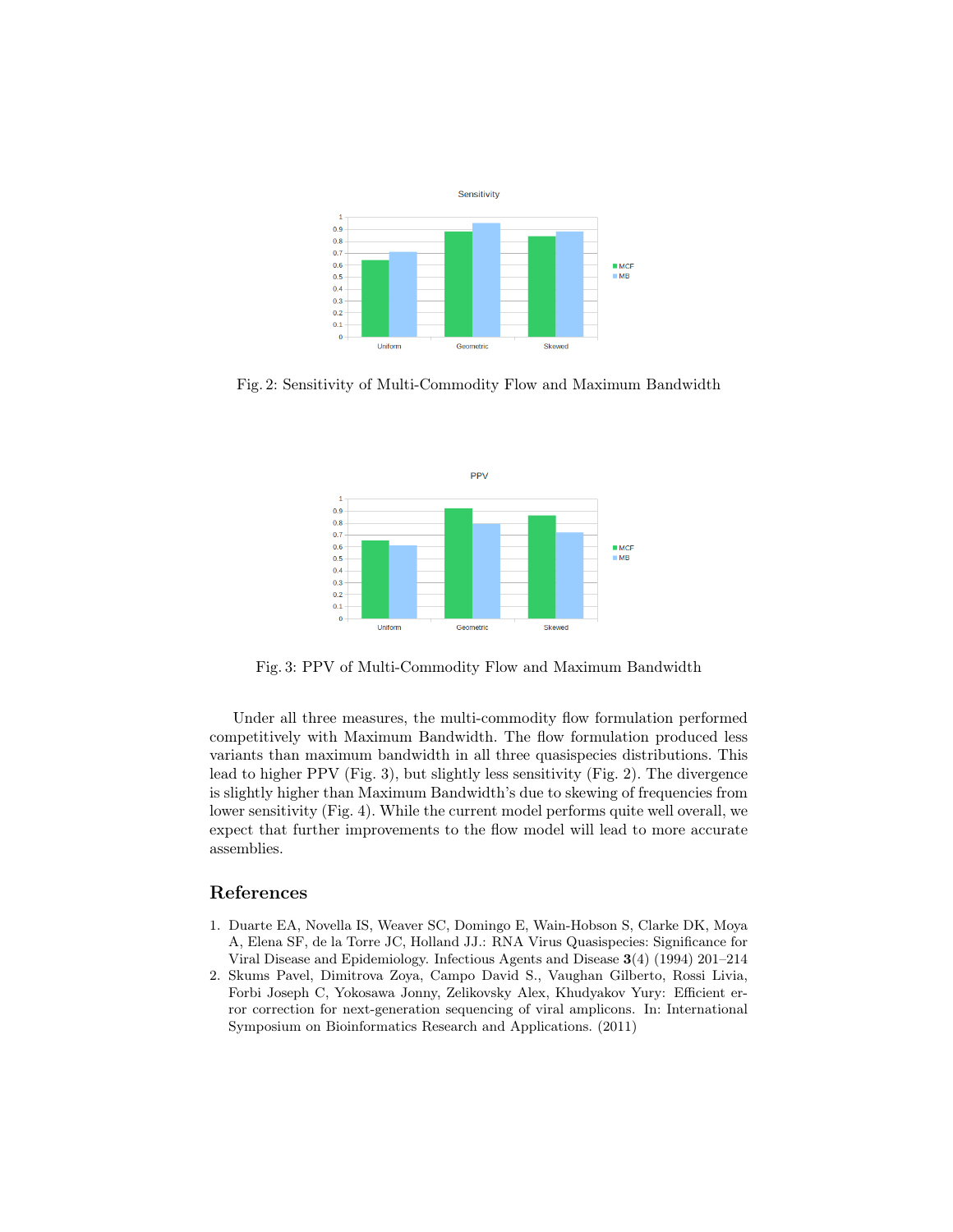Fig. 2: Sensitivity of Multi-Commodity Flow and Maximum Bandwidth

Fig. 3: PPV of Multi-Commodity Flow and Maximum Bandwidth

Under all three measures, the multi-commodity flow formulation performed competitively with Maximum Bandwidth. The flow formulation produced less variants than maximum bandwidth in all three quasispecies distributions. This lead to higher PPV (Fig. 3), but slightly less sensitivity (Fig. 2). The divergence is slightly higher than Maximum Bandwidth's due to skewing of frequencies from lower sensitivity (Fig. 4). While the current model performs quite well overall, we expect that further improvements to the flow model will lead to more accurate assemblies.

## References

1. Duarte EA, Novella IS, Weaver SC, Domingo E, Wain-Hobson S, Clarke DK, Moya A, Elena SF, de la Torre JC, Holland JJ.: RNA Virus Quasispecies: Significance for Viral Disease and Epidemiology. Infectious Agents and Disease **3**(4) (1994) 201–214
2. Skums Pavel, Dimitrova Zoya, Campo David S., Vaughan Gilberto, Rossi Livia, Forbi Joseph C, Yokosawa Jonny, Zelikovsky Alex, Khudyakov Yury: Efficient error correction for next-generation sequencing of viral amplicons. In: International Symposium on Bioinformatics Research and Applications. (2011)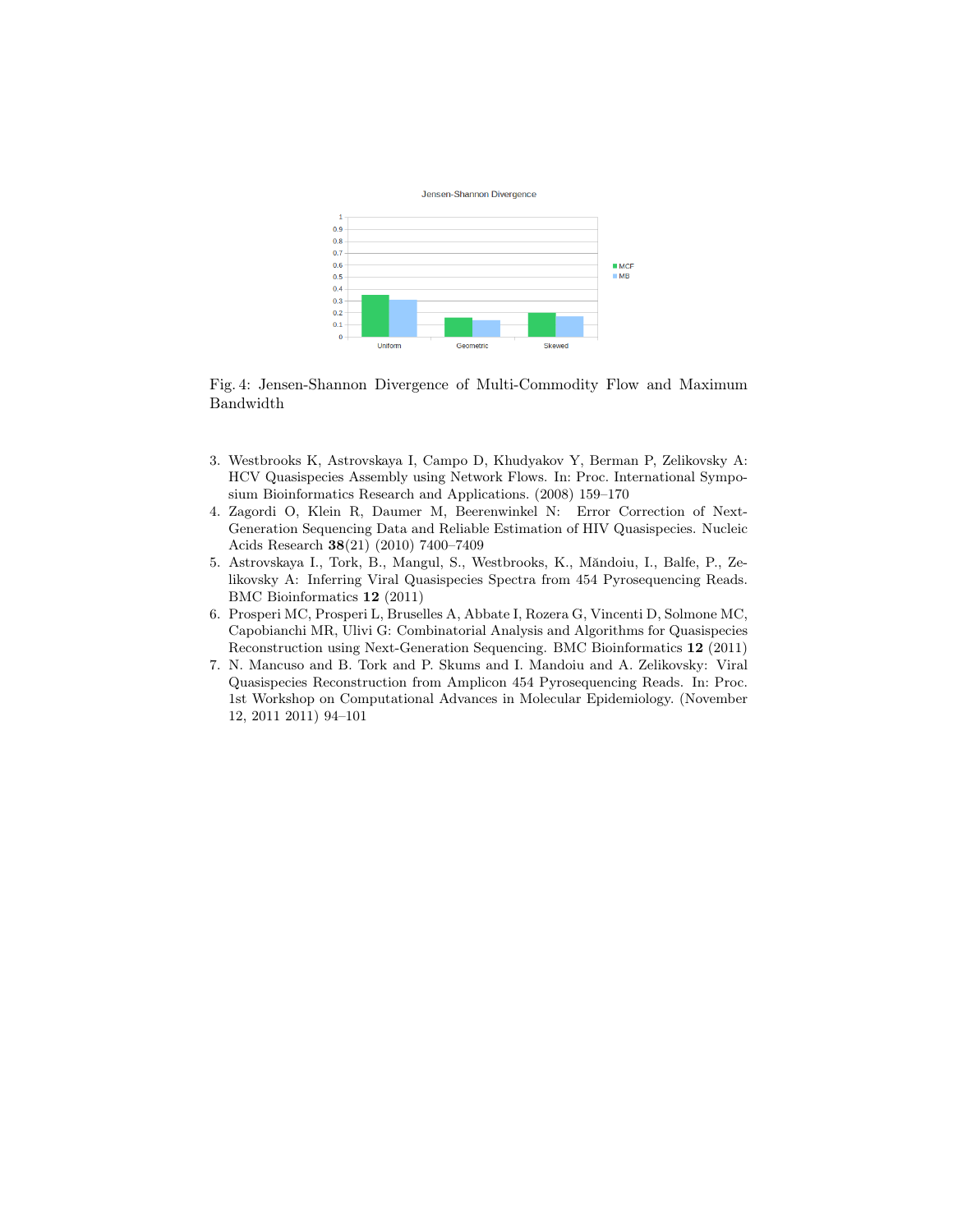Jensen-Shannon Divergence

1
0.9
0.8
0.7
0.6
0.5
0.4
0.3
0.2
0.1
0

Uniform
Geometric
Skewed

MCF
MB

Fig. 4: Jensen-Shannon Divergence of Multi-Commodity Flow and Maximum Bandwidth

3. Westbrooks K, Astrovskaya I, Campo D, Khudyakov Y, Berman P, Zelikovsky A: HCV Quasispecies Assembly using Network Flows. In: Proc. International Symposium Bioinformatics Research and Applications. (2008) 159–170
4. Zagordi O, Klein R, Daumer M, Beerenwinkel N: Error Correction of Next-Generation Sequencing Data and Reliable Estimation of HIV Quasispecies. Nucleic Acids Research **38**(21) (2010) 7400–7409
5. Astrovskaya I., Tork, B., Mangul, S., Westbrooks, K., Măndoiu, I., Balfe, P., Zelikovsky A: Inferring Viral Quasispecies Spectra from 454 Pyrosequencing Reads. BMC Bioinformatics **12** (2011)
6. Prosperi MC, Prosperi L, Bruselles A, Abbate I, Rozera G, Vincenti D, Solmone MC, Capobianchi MR, Ulivi G: Combinatorial Analysis and Algorithms for Quasispecies Reconstruction using Next-Generation Sequencing. BMC Bioinformatics **12** (2011)
7. N. Mancuso and B. Tork and P. Skums and I. Mandoiu and A. Zelikovsky: Viral Quasispecies Reconstruction from Amplicon 454 Pyrosequencing Reads. In: Proc. 1st Workshop on Computational Advances in Molecular Epidemiology. (November 12, 2011 2011) 94–101